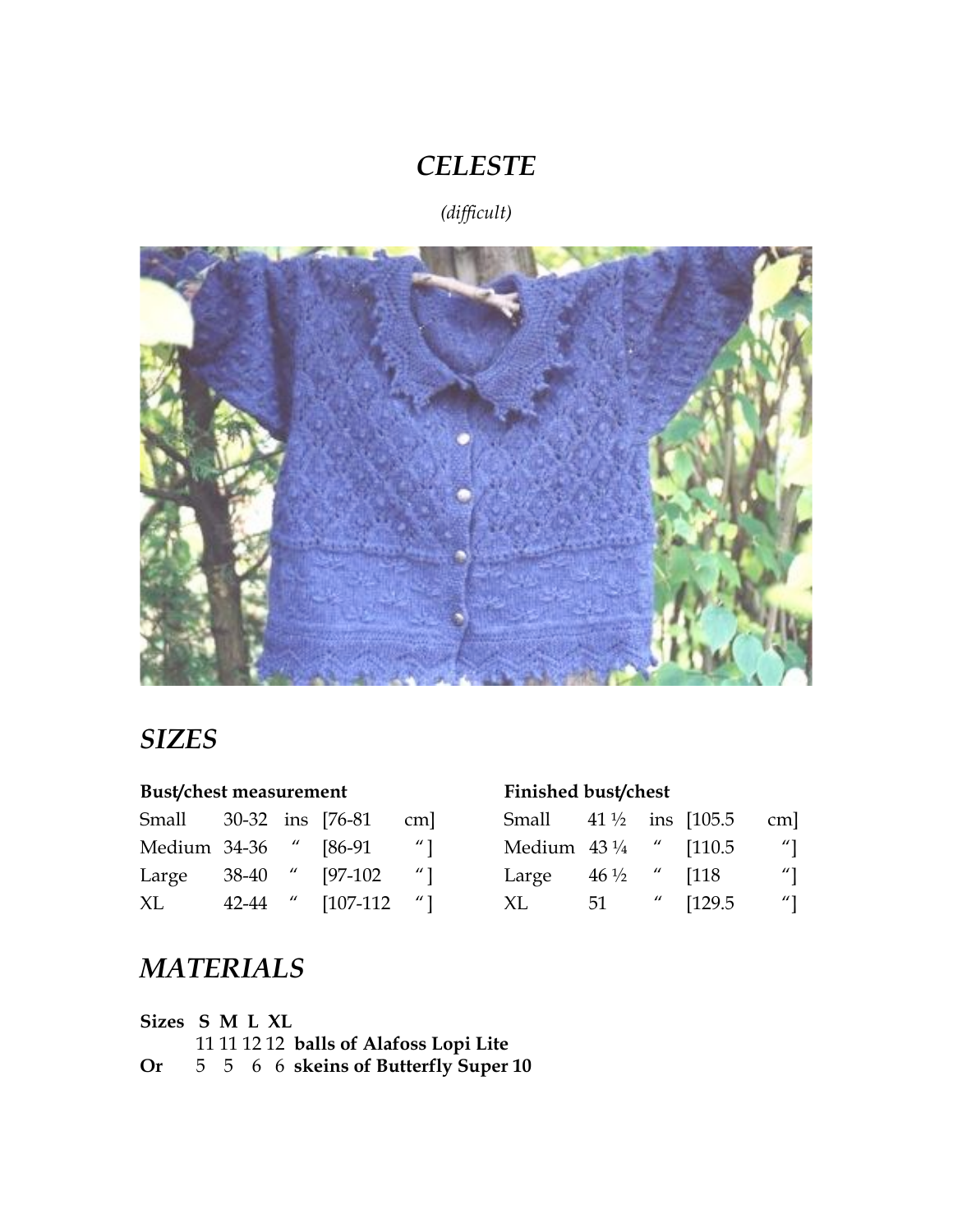# *CELESTE*

*(difficult)*

## *SIZES*

**Bust/chest measurement**

| | | | | |
|---|---|---|---|---|
| Small | 30-32 | ins | [76-81 | cm] |
| Medium | 34-36 | " | [86-91 | "] |
| Large | 38-40 | " | [97-102 | "] |
| XL | 42-44 | " | [107-112 | "] |

**Finished bust/chest**

| | | | | |
|---|---|---|---|---|
| Small | 41 ½ | ins | [105.5 | cm] |
| Medium | 43 ¼ | " | [110.5 | "] |
| Large | 46 ½ | " | [118 | "] |
| XL | 51 | " | [129.5 | "] |

## *MATERIALS*

| **Sizes** | **S** | **M** | **L** | **XL** | |
|---|---|---|---|---|---|
| | 11 | 11 | 12 | 12 | **balls of Alafoss Lopi Lite** |
| **Or** | 5 | 5 | 6 | 6 | **skeins of Butterfly Super 10** |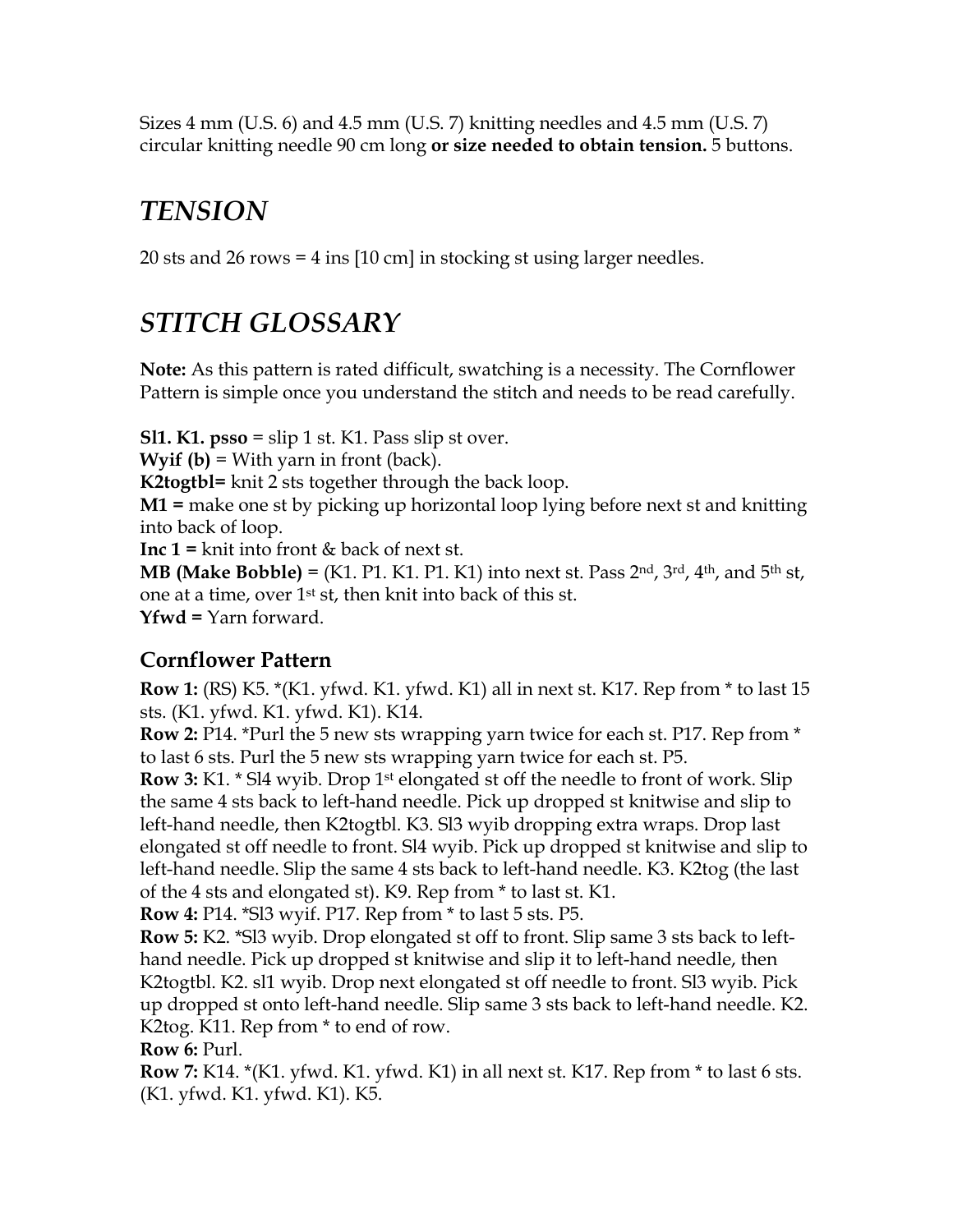Sizes 4 mm (U.S. 6) and 4.5 mm (U.S. 7) knitting needles and 4.5 mm (U.S. 7) circular knitting needle 90 cm long **or size needed to obtain tension.** 5 buttons.

## *TENSION*

20 sts and 26 rows = 4 ins [10 cm] in stocking st using larger needles.

## *STITCH GLOSSARY*

**Note:** As this pattern is rated difficult, swatching is a necessity. The Cornflower Pattern is simple once you understand the stitch and needs to be read carefully.

**Sl1. K1. psso** = slip 1 st. K1. Pass slip st over.
**Wyif (b)** = With yarn in front (back).
**K2togtbl=** knit 2 sts together through the back loop.
**M1 =** make one st by picking up horizontal loop lying before next st and knitting into back of loop.
**Inc 1 =** knit into front & back of next st.
**MB (Make Bobble)** = (K1. P1. K1. P1. K1) into next st. Pass 2nd, 3rd, 4th, and 5th st, one at a time, over 1st st, then knit into back of this st.
**Yfwd =** Yarn forward.

### Cornflower Pattern

**Row 1:** (RS) K5. *(K1. yfwd. K1. yfwd. K1) all in next st. K17. Rep from * to last 15 sts. (K1. yfwd. K1. yfwd. K1). K14.
**Row 2:** P14. *Purl the 5 new sts wrapping yarn twice for each st. P17. Rep from * to last 6 sts. Purl the 5 new sts wrapping yarn twice for each st. P5.
**Row 3:** K1. * Sl4 wyib. Drop 1st elongated st off the needle to front of work. Slip the same 4 sts back to left-hand needle. Pick up dropped st knitwise and slip to left-hand needle, then K2togtbl. K3. Sl3 wyib dropping extra wraps. Drop last elongated st off needle to front. Sl4 wyib. Pick up dropped st knitwise and slip to left-hand needle. Slip the same 4 sts back to left-hand needle. K3. K2tog (the last of the 4 sts and elongated st). K9. Rep from * to last st. K1.
**Row 4:** P14. *Sl3 wyif. P17. Rep from * to last 5 sts. P5.
**Row 5:** K2. *Sl3 wyib. Drop elongated st off to front. Slip same 3 sts back to left-hand needle. Pick up dropped st knitwise and slip it to left-hand needle, then K2togtbl. K2. sl1 wyib. Drop next elongated st off needle to front. Sl3 wyib. Pick up dropped st onto left-hand needle. Slip same 3 sts back to left-hand needle. K2. K2tog. K11. Rep from * to end of row.
**Row 6:** Purl.
**Row 7:** K14. *(K1. yfwd. K1. yfwd. K1) in all next st. K17. Rep from * to last 6 sts. (K1. yfwd. K1. yfwd. K1). K5.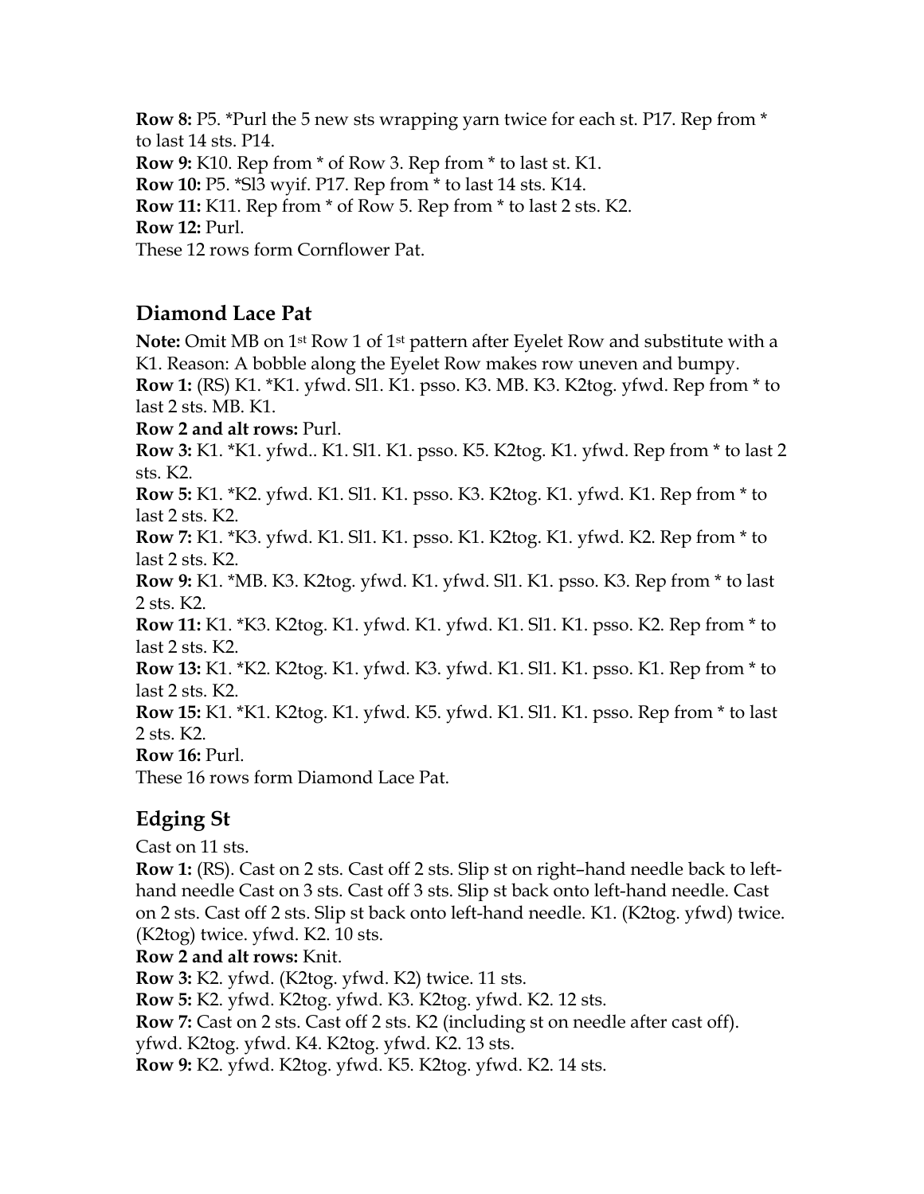**Row 8:** P5. *Purl the 5 new sts wrapping yarn twice for each st. P17. Rep from * to last 14 sts. P14.
**Row 9:** K10. Rep from * of Row 3. Rep from * to last st. K1.
**Row 10:** P5. *Sl3 wyif. P17. Rep from * to last 14 sts. K14.
**Row 11:** K11. Rep from * of Row 5. Rep from * to last 2 sts. K2.
**Row 12:** Purl.
These 12 rows form Cornflower Pat.

## Diamond Lace Pat

**Note:** Omit MB on 1st Row 1 of 1st pattern after Eyelet Row and substitute with a K1. Reason: A bobble along the Eyelet Row makes row uneven and bumpy.
**Row 1:** (RS) K1. *K1. yfwd. Sl1. K1. psso. K3. MB. K3. K2tog. yfwd. Rep from * to last 2 sts. MB. K1.
**Row 2 and alt rows:** Purl.
**Row 3:** K1. *K1. yfwd.. K1. Sl1. K1. psso. K5. K2tog. K1. yfwd. Rep from * to last 2 sts. K2.
**Row 5:** K1. *K2. yfwd. K1. Sl1. K1. psso. K3. K2tog. K1. yfwd. K1. Rep from * to last 2 sts. K2.
**Row 7:** K1. *K3. yfwd. K1. Sl1. K1. psso. K1. K2tog. K1. yfwd. K2. Rep from * to last 2 sts. K2.
**Row 9:** K1. *MB. K3. K2tog. yfwd. K1. yfwd. Sl1. K1. psso. K3. Rep from * to last 2 sts. K2.
**Row 11:** K1. *K3. K2tog. K1. yfwd. K1. yfwd. K1. Sl1. K1. psso. K2. Rep from * to last 2 sts. K2.
**Row 13:** K1. *K2. K2tog. K1. yfwd. K3. yfwd. K1. Sl1. K1. psso. K1. Rep from * to last 2 sts. K2.
**Row 15:** K1. *K1. K2tog. K1. yfwd. K5. yfwd. K1. Sl1. K1. psso. Rep from * to last 2 sts. K2.
**Row 16:** Purl.
These 16 rows form Diamond Lace Pat.

## Edging St

Cast on 11 sts.
**Row 1:** (RS). Cast on 2 sts. Cast off 2 sts. Slip st on right–hand needle back to left-hand needle Cast on 3 sts. Cast off 3 sts. Slip st back onto left-hand needle. Cast on 2 sts. Cast off 2 sts. Slip st back onto left-hand needle. K1. (K2tog. yfwd) twice. (K2tog) twice. yfwd. K2. 10 sts.
**Row 2 and alt rows:** Knit.
**Row 3:** K2. yfwd. (K2tog. yfwd. K2) twice. 11 sts.
**Row 5:** K2. yfwd. K2tog. yfwd. K3. K2tog. yfwd. K2. 12 sts.
**Row 7:** Cast on 2 sts. Cast off 2 sts. K2 (including st on needle after cast off). yfwd. K2tog. yfwd. K4. K2tog. yfwd. K2. 13 sts.
**Row 9:** K2. yfwd. K2tog. yfwd. K5. K2tog. yfwd. K2. 14 sts.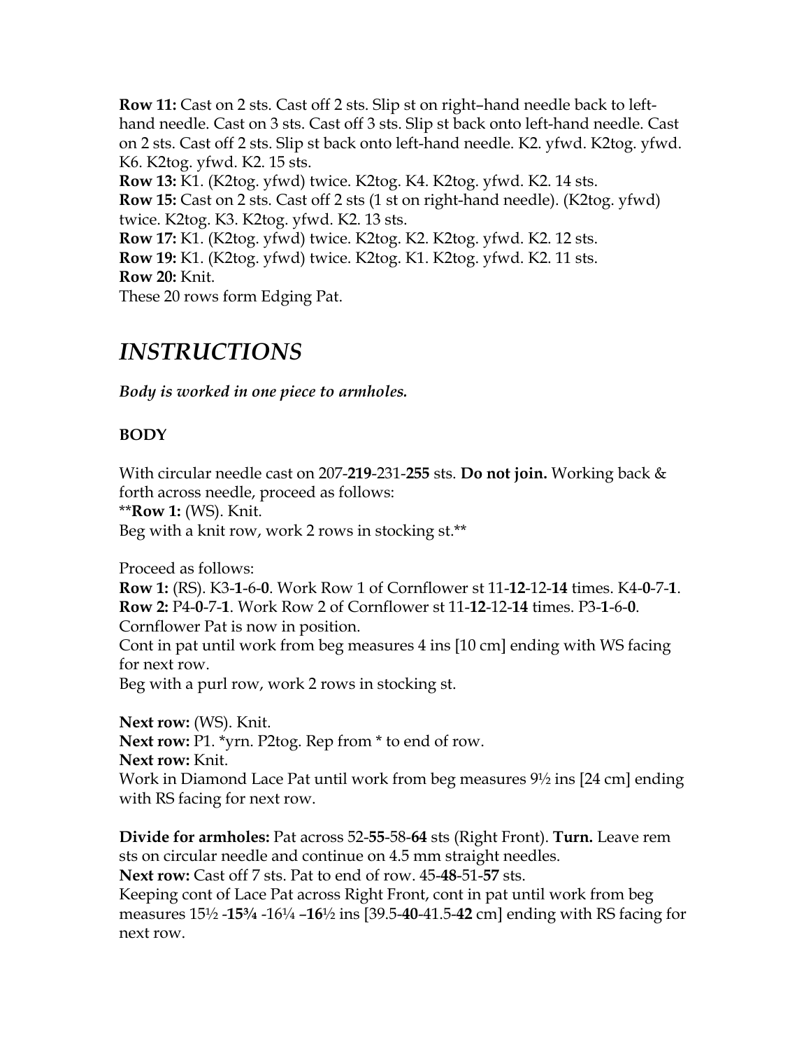**Row 11:** Cast on 2 sts. Cast off 2 sts. Slip st on right–hand needle back to left-hand needle. Cast on 3 sts. Cast off 3 sts. Slip st back onto left-hand needle. Cast on 2 sts. Cast off 2 sts. Slip st back onto left-hand needle. K2. yfwd. K2tog. yfwd. K6. K2tog. yfwd. K2. 15 sts.
**Row 13:** K1. (K2tog. yfwd) twice. K2tog. K4. K2tog. yfwd. K2. 14 sts.
**Row 15:** Cast on 2 sts. Cast off 2 sts (1 st on right-hand needle). (K2tog. yfwd) twice. K2tog. K3. K2tog. yfwd. K2. 13 sts.
**Row 17:** K1. (K2tog. yfwd) twice. K2tog. K2. K2tog. yfwd. K2. 12 sts.
**Row 19:** K1. (K2tog. yfwd) twice. K2tog. K1. K2tog. yfwd. K2. 11 sts.
**Row 20:** Knit.
These 20 rows form Edging Pat.

## *INSTRUCTIONS*

***Body is worked in one piece to armholes.***

### BODY

With circular needle cast on 207-**219**-231-**255** sts. **Do not join.** Working back & forth across needle, proceed as follows:
****Row 1:** (WS). Knit.
Beg with a knit row, work 2 rows in stocking st.**

Proceed as follows:
**Row 1:** (RS). K3-**1**-6-**0**. Work Row 1 of Cornflower st 11-**12**-12-**14** times. K4-**0**-7-**1**.
**Row 2:** P4-**0**-7-**1**. Work Row 2 of Cornflower st 11-**12**-12-**14** times. P3-**1**-6-**0**.
Cornflower Pat is now in position.
Cont in pat until work from beg measures 4 ins [10 cm] ending with WS facing for next row.
Beg with a purl row, work 2 rows in stocking st.

**Next row:** (WS). Knit.
**Next row:** P1. *yrn. P2tog. Rep from * to end of row.
**Next row:** Knit.
Work in Diamond Lace Pat until work from beg measures 9½ ins [24 cm] ending with RS facing for next row.

**Divide for armholes:** Pat across 52-**55**-58-**64** sts (Right Front). **Turn.** Leave rem sts on circular needle and continue on 4.5 mm straight needles.
**Next row:** Cast off 7 sts. Pat to end of row. 45-**48**-51-**57** sts.
Keeping cont of Lace Pat across Right Front, cont in pat until work from beg measures 15½ -**15¾** -16¼ –**16**½ ins [39.5-**40**-41.5-**42** cm] ending with RS facing for next row.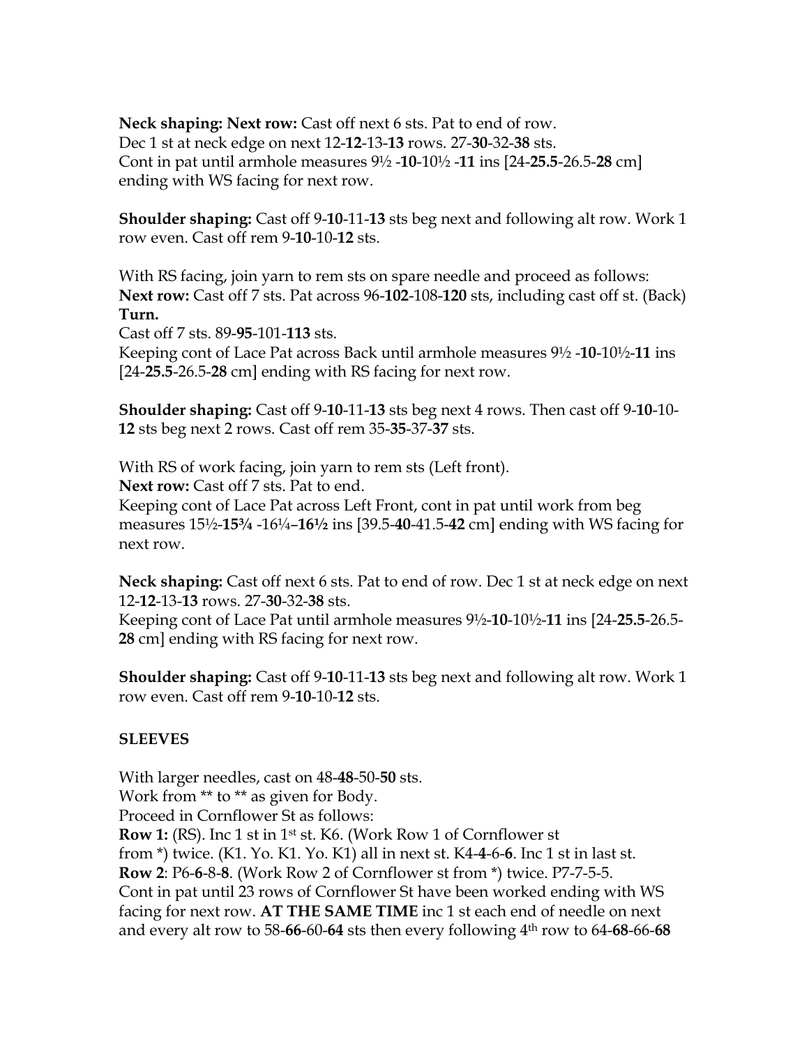**Neck shaping: Next row:** Cast off next 6 sts. Pat to end of row.
Dec 1 st at neck edge on next 12-**12**-13-**13** rows. 27-**30**-32-**38** sts.
Cont in pat until armhole measures 9½ -**10**-10½ -**11** ins [24-**25.5**-26.5-**28** cm] ending with WS facing for next row.

**Shoulder shaping:** Cast off 9-**10**-11-**13** sts beg next and following alt row. Work 1 row even. Cast off rem 9-**10**-10-**12** sts.

With RS facing, join yarn to rem sts on spare needle and proceed as follows:
**Next row:** Cast off 7 sts. Pat across 96-**102**-108-**120** sts, including cast off st. (Back) **Turn.**
Cast off 7 sts. 89-**95**-101-**113** sts.
Keeping cont of Lace Pat across Back until armhole measures 9½ -**10**-10½-**11** ins [24-**25.5**-26.5-**28** cm] ending with RS facing for next row.

**Shoulder shaping:** Cast off 9-**10**-11-**13** sts beg next 4 rows. Then cast off 9-**10**-10-**12** sts beg next 2 rows. Cast off rem 35-**35**-37-**37** sts.

With RS of work facing, join yarn to rem sts (Left front).
**Next row:** Cast off 7 sts. Pat to end.
Keeping cont of Lace Pat across Left Front, cont in pat until work from beg measures 15½-**15¾** -16¼–**16½** ins [39.5-**40**-41.5-**42** cm] ending with WS facing for next row.

**Neck shaping:** Cast off next 6 sts. Pat to end of row. Dec 1 st at neck edge on next 12-**12**-13-**13** rows. 27-**30**-32-**38** sts.
Keeping cont of Lace Pat until armhole measures 9½-**10**-10½-**11** ins [24-**25.5**-26.5-**28** cm] ending with RS facing for next row.

**Shoulder shaping:** Cast off 9-**10**-11-**13** sts beg next and following alt row. Work 1 row even. Cast off rem 9-**10**-10-**12** sts.

**SLEEVES**

With larger needles, cast on 48-**48**-50-**50** sts.
Work from ** to ** as given for Body.
Proceed in Cornflower St as follows:
**Row 1:** (RS). Inc 1 st in 1st st. K6. (Work Row 1 of Cornflower st from *) twice. (K1. Yo. K1. Yo. K1) all in next st. K4-**4**-6-**6**. Inc 1 st in last st.
**Row 2**: P6-**6**-8-**8**. (Work Row 2 of Cornflower st from *) twice. P7-7-5-5.
Cont in pat until 23 rows of Cornflower St have been worked ending with WS facing for next row. **AT THE SAME TIME** inc 1 st each end of needle on next and every alt row to 58-**66**-60-**64** sts then every following 4th row to 64-**68**-66-**68**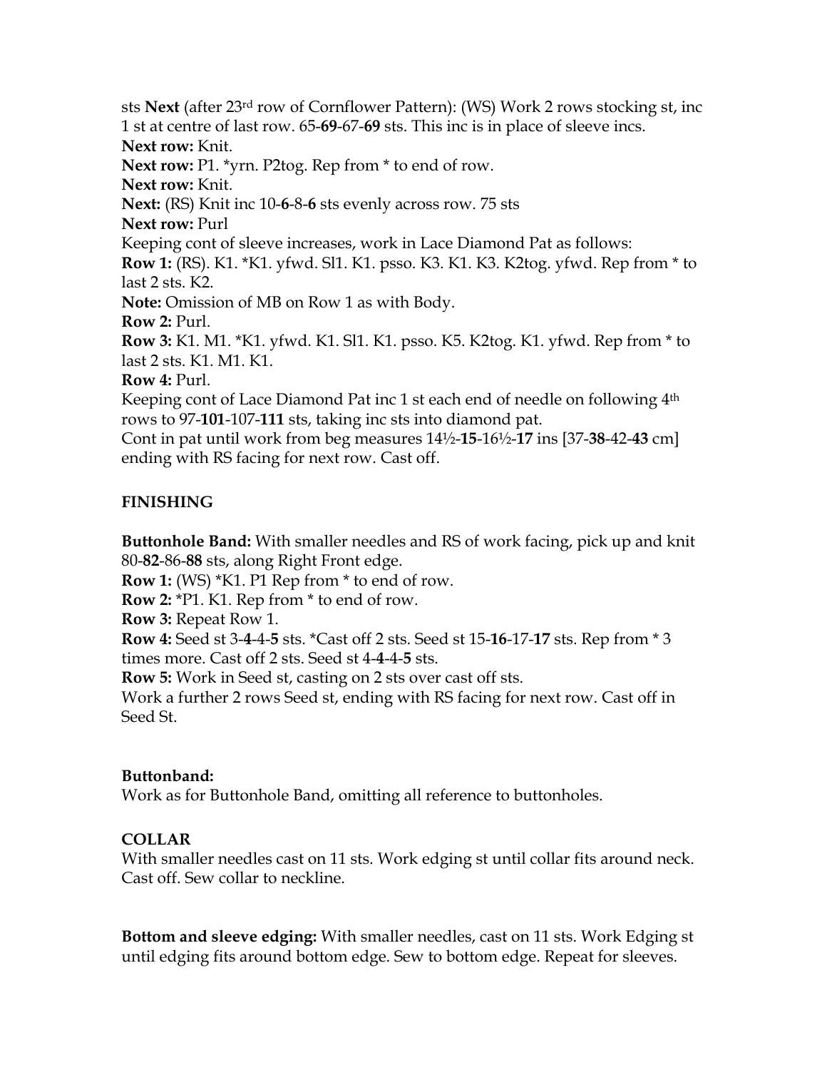sts **Next** (after 23rd row of Cornflower Pattern): (WS) Work 2 rows stocking st, inc 1 st at centre of last row. 65-**69**-67-**69** sts. This inc is in place of sleeve incs.

**Next row:** Knit.

**Next row:** P1. *yrn. P2tog. Rep from * to end of row.

**Next row:** Knit.

**Next:** (RS) Knit inc 10-**6**-8-**6** sts evenly across row. 75 sts

**Next row:** Purl

Keeping cont of sleeve increases, work in Lace Diamond Pat as follows:

**Row 1:** (RS). K1. *K1. yfwd. Sl1. K1. psso. K3. K1. K3. K2tog. yfwd. Rep from * to last 2 sts. K2.

**Note:** Omission of MB on Row 1 as with Body.

**Row 2:** Purl.

**Row 3:** K1. M1. *K1. yfwd. K1. Sl1. K1. psso. K5. K2tog. K1. yfwd. Rep from * to last 2 sts. K1. M1. K1.

**Row 4:** Purl.

Keeping cont of Lace Diamond Pat inc 1 st each end of needle on following 4th rows to 97-**101**-107-**111** sts, taking inc sts into diamond pat.

Cont in pat until work from beg measures 14½-**15**-16½-**17** ins [37-**38**-42-**43** cm] ending with RS facing for next row. Cast off.

## FINISHING

**Buttonhole Band:** With smaller needles and RS of work facing, pick up and knit 80-**82**-86-**88** sts, along Right Front edge.

**Row 1:** (WS) *K1. P1 Rep from * to end of row.

**Row 2:** *P1. K1. Rep from * to end of row.

**Row 3:** Repeat Row 1.

**Row 4:** Seed st 3-**4**-4-**5** sts. *Cast off 2 sts. Seed st 15-**16**-17-**17** sts. Rep from * 3 times more. Cast off 2 sts. Seed st 4-**4**-4-**5** sts.

**Row 5:** Work in Seed st, casting on 2 sts over cast off sts.

Work a further 2 rows Seed st, ending with RS facing for next row. Cast off in Seed St.

**Buttonband:**

Work as for Buttonhole Band, omitting all reference to buttonholes.

## COLLAR

With smaller needles cast on 11 sts. Work edging st until collar fits around neck. Cast off. Sew collar to neckline.

**Bottom and sleeve edging:** With smaller needles, cast on 11 sts. Work Edging st until edging fits around bottom edge. Sew to bottom edge. Repeat for sleeves.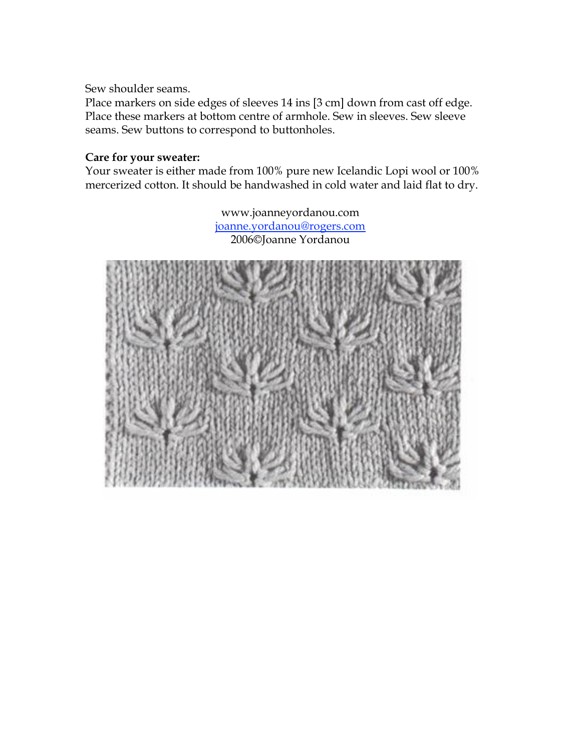Sew shoulder seams.
Place markers on side edges of sleeves 14 ins [3 cm] down from cast off edge. Place these markers at bottom centre of armhole. Sew in sleeves. Sew sleeve seams. Sew buttons to correspond to buttonholes.

**Care for your sweater:**
Your sweater is either made from 100% pure new Icelandic Lopi wool or 100% mercerized cotton. It should be handwashed in cold water and laid flat to dry.

www.joanneyordanou.com
joanne.yordanou@rogers.com
2006©Joanne Yordanou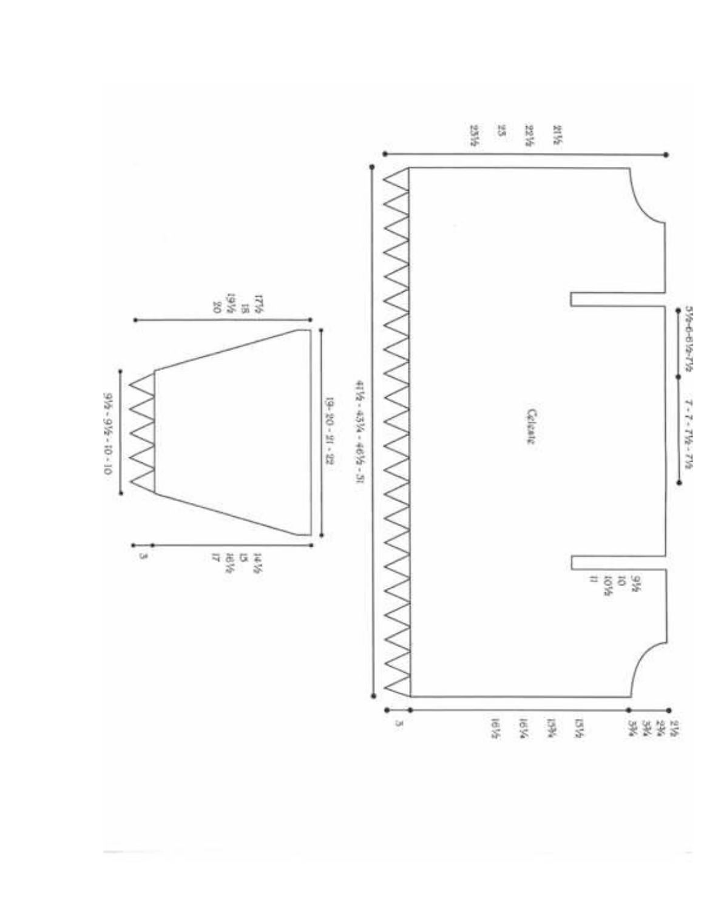21½
22½
23
23½

5½-6-6½-7½
7 - 7 - 7½ - 7½

Celeste

9½
10
10½
11

41½ - 43¾ - 46½ - 51

2½
2¾
3¼
3¾

15½
15¾
16¼
16½

3

17½
18
19½
20

19 - 20 - 21 - 22

9½ - 9½ - 10 - 10

14½
15
16½
17

3